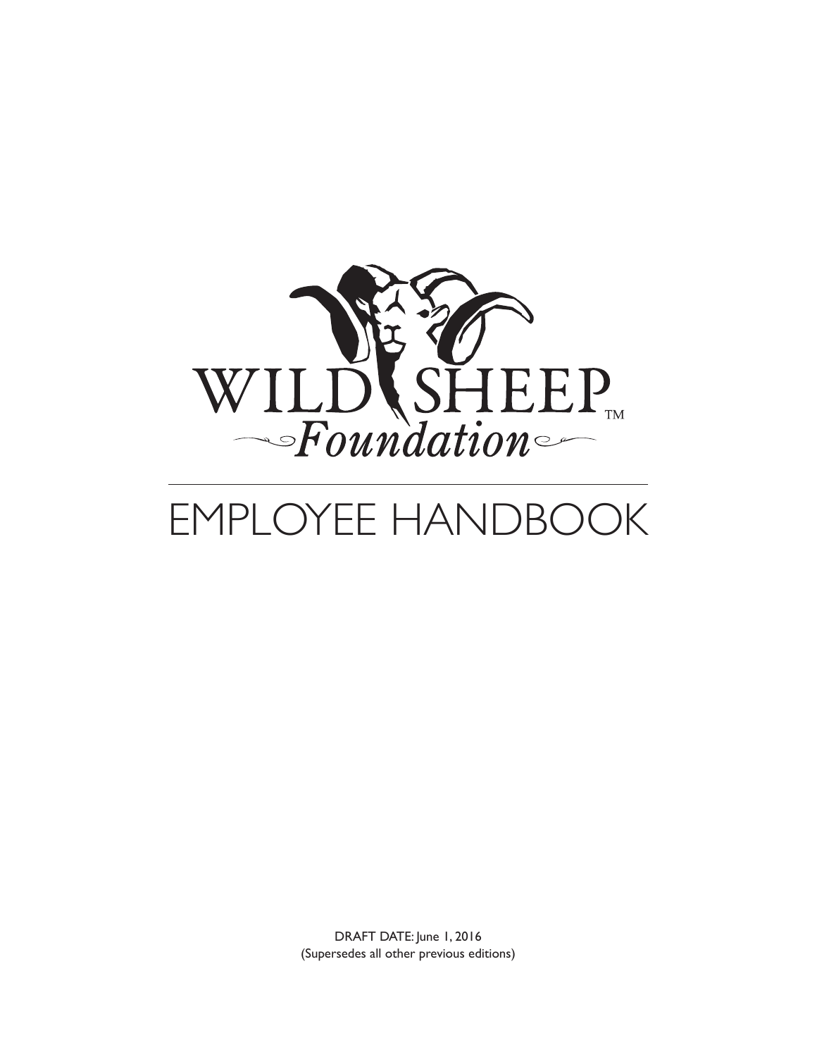WILD SHEEP Foundation™

# EMPLOYEE HANDBOOK

DRAFT DATE: June 1, 2016
(Supersedes all other previous editions)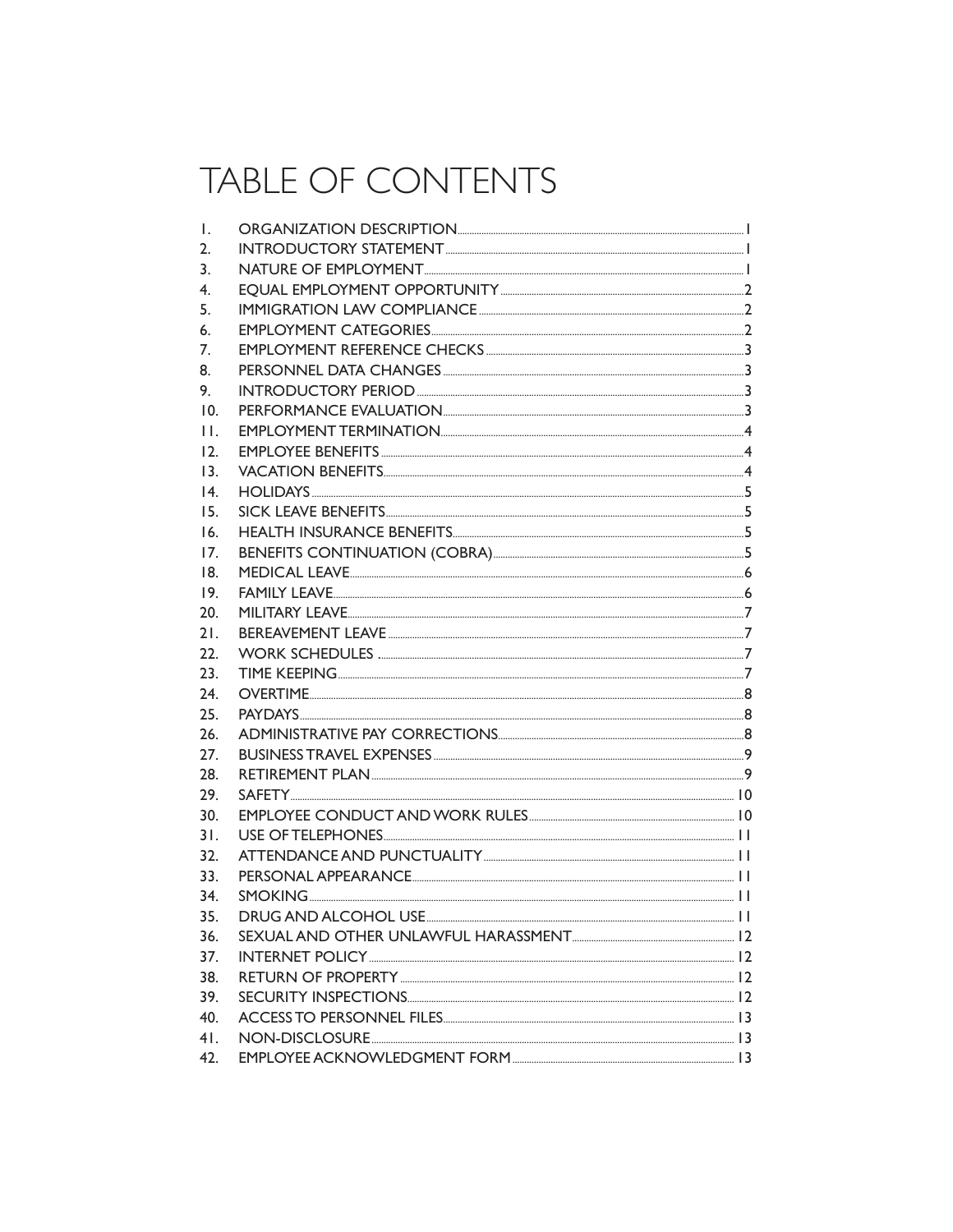# TABLE OF CONTENTS

1. ORGANIZATION DESCRIPTION ..... 1
2. INTRODUCTORY STATEMENT ..... 1
3. NATURE OF EMPLOYMENT ..... 1
4. EQUAL EMPLOYMENT OPPORTUNITY ..... 2
5. IMMIGRATION LAW COMPLIANCE ..... 2
6. EMPLOYMENT CATEGORIES ..... 2
7. EMPLOYMENT REFERENCE CHECKS ..... 3
8. PERSONNEL DATA CHANGES ..... 3
9. INTRODUCTORY PERIOD ..... 3
10. PERFORMANCE EVALUATION ..... 3
11. EMPLOYMENT TERMINATION ..... 4
12. EMPLOYEE BENEFITS ..... 4
13. VACATION BENEFITS ..... 4
14. HOLIDAYS ..... 5
15. SICK LEAVE BENEFITS ..... 5
16. HEALTH INSURANCE BENEFITS ..... 5
17. BENEFITS CONTINUATION (COBRA) ..... 5
18. MEDICAL LEAVE ..... 6
19. FAMILY LEAVE ..... 6
20. MILITARY LEAVE ..... 7
21. BEREAVEMENT LEAVE ..... 7
22. WORK SCHEDULES ..... 7
23. TIME KEEPING ..... 7
24. OVERTIME ..... 8
25. PAYDAYS ..... 8
26. ADMINISTRATIVE PAY CORRECTIONS ..... 8
27. BUSINESS TRAVEL EXPENSES ..... 9
28. RETIREMENT PLAN ..... 9
29. SAFETY ..... 10
30. EMPLOYEE CONDUCT AND WORK RULES ..... 10
31. USE OF TELEPHONES ..... 11
32. ATTENDANCE AND PUNCTUALITY ..... 11
33. PERSONAL APPEARANCE ..... 11
34. SMOKING ..... 11
35. DRUG AND ALCOHOL USE ..... 11
36. SEXUAL AND OTHER UNLAWFUL HARASSMENT ..... 12
37. INTERNET POLICY ..... 12
38. RETURN OF PROPERTY ..... 12
39. SECURITY INSPECTIONS ..... 12
40. ACCESS TO PERSONNEL FILES ..... 13
41. NON-DISCLOSURE ..... 13
42. EMPLOYEE ACKNOWLEDGMENT FORM ..... 13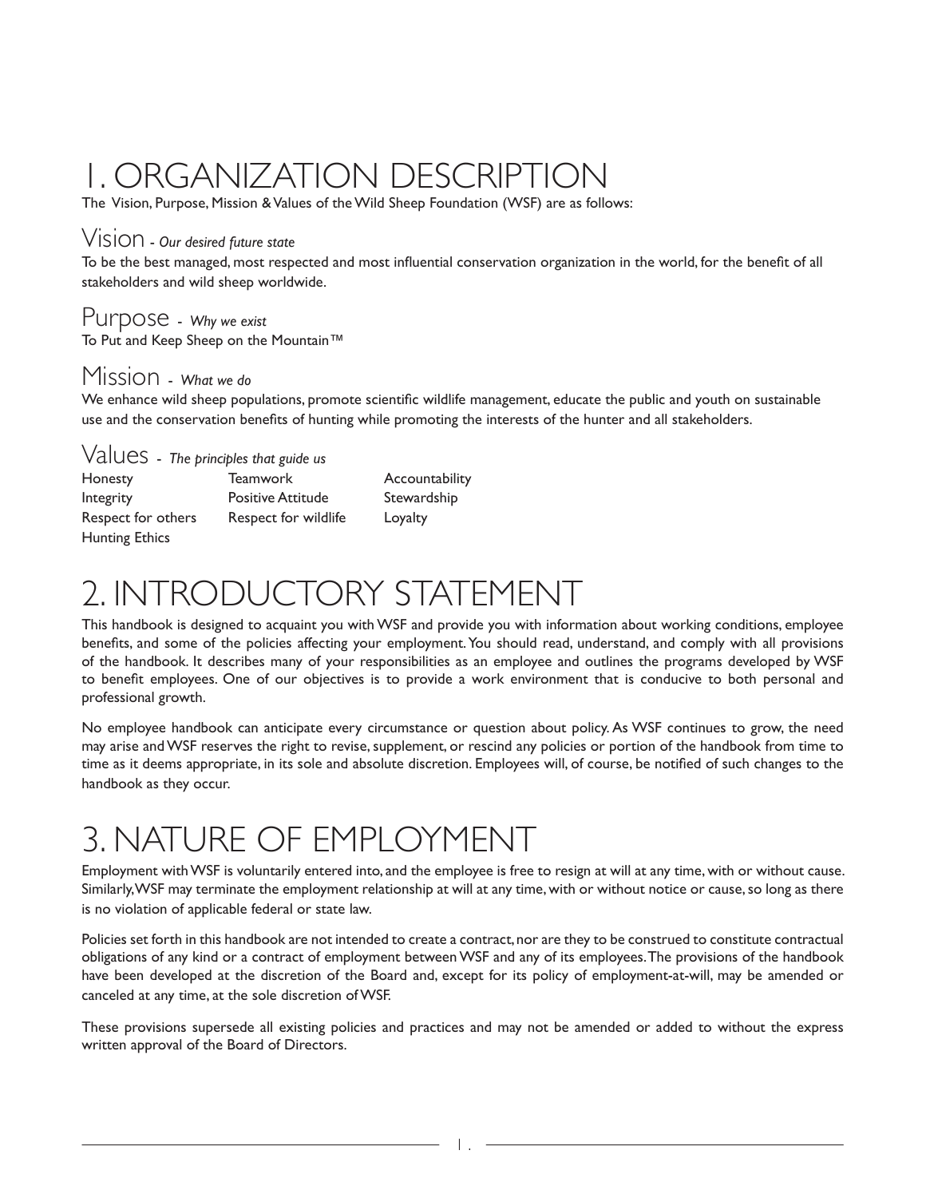# 1. ORGANIZATION DESCRIPTION

The Vision, Purpose, Mission & Values of the Wild Sheep Foundation (WSF) are as follows:

## Vision - *Our desired future state*

To be the best managed, most respected and most influential conservation organization in the world, for the benefit of all stakeholders and wild sheep worldwide.

## Purpose - *Why we exist*

To Put and Keep Sheep on the Mountain™

## Mission - *What we do*

We enhance wild sheep populations, promote scientific wildlife management, educate the public and youth on sustainable use and the conservation benefits of hunting while promoting the interests of the hunter and all stakeholders.

## Values - *The principles that guide us*

- Honesty
- Integrity
- Respect for others
- Hunting Ethics
- Teamwork
- Positive Attitude
- Respect for wildlife
- Accountability
- Stewardship
- Loyalty

# 2. INTRODUCTORY STATEMENT

This handbook is designed to acquaint you with WSF and provide you with information about working conditions, employee benefits, and some of the policies affecting your employment. You should read, understand, and comply with all provisions of the handbook. It describes many of your responsibilities as an employee and outlines the programs developed by WSF to benefit employees. One of our objectives is to provide a work environment that is conducive to both personal and professional growth.

No employee handbook can anticipate every circumstance or question about policy. As WSF continues to grow, the need may arise and WSF reserves the right to revise, supplement, or rescind any policies or portion of the handbook from time to time as it deems appropriate, in its sole and absolute discretion. Employees will, of course, be notified of such changes to the handbook as they occur.

# 3. NATURE OF EMPLOYMENT

Employment with WSF is voluntarily entered into, and the employee is free to resign at will at any time, with or without cause. Similarly, WSF may terminate the employment relationship at will at any time, with or without notice or cause, so long as there is no violation of applicable federal or state law.

Policies set forth in this handbook are not intended to create a contract, nor are they to be construed to constitute contractual obligations of any kind or a contract of employment between WSF and any of its employees. The provisions of the handbook have been developed at the discretion of the Board and, except for its policy of employment-at-will, may be amended or canceled at any time, at the sole discretion of WSF.

These provisions supersede all existing policies and practices and may not be amended or added to without the express written approval of the Board of Directors.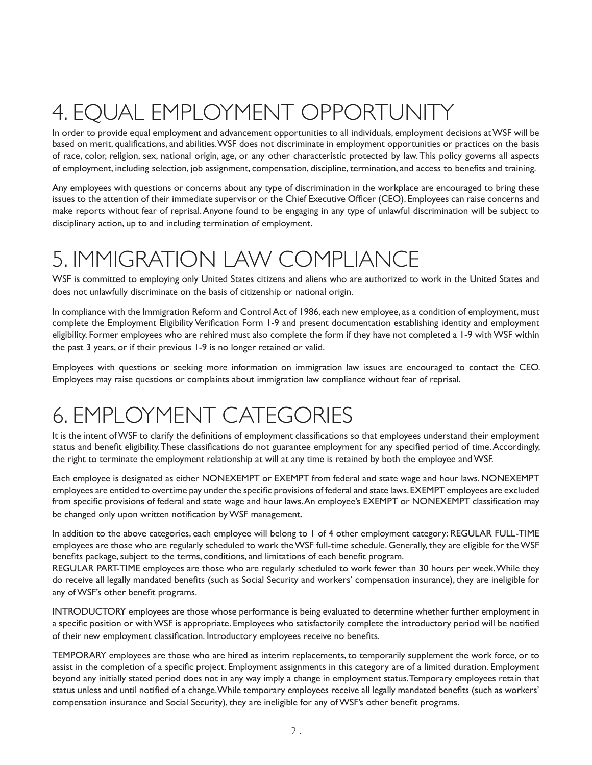# 4. EQUAL EMPLOYMENT OPPORTUNITY

In order to provide equal employment and advancement opportunities to all individuals, employment decisions at WSF will be based on merit, qualifications, and abilities. WSF does not discriminate in employment opportunities or practices on the basis of race, color, religion, sex, national origin, age, or any other characteristic protected by law. This policy governs all aspects of employment, including selection, job assignment, compensation, discipline, termination, and access to benefits and training.

Any employees with questions or concerns about any type of discrimination in the workplace are encouraged to bring these issues to the attention of their immediate supervisor or the Chief Executive Officer (CEO). Employees can raise concerns and make reports without fear of reprisal. Anyone found to be engaging in any type of unlawful discrimination will be subject to disciplinary action, up to and including termination of employment.

# 5. IMMIGRATION LAW COMPLIANCE

WSF is committed to employing only United States citizens and aliens who are authorized to work in the United States and does not unlawfully discriminate on the basis of citizenship or national origin.

In compliance with the Immigration Reform and Control Act of 1986, each new employee, as a condition of employment, must complete the Employment Eligibility Verification Form 1-9 and present documentation establishing identity and employment eligibility. Former employees who are rehired must also complete the form if they have not completed a 1-9 with WSF within the past 3 years, or if their previous 1-9 is no longer retained or valid.

Employees with questions or seeking more information on immigration law issues are encouraged to contact the CEO. Employees may raise questions or complaints about immigration law compliance without fear of reprisal.

# 6. EMPLOYMENT CATEGORIES

It is the intent of WSF to clarify the definitions of employment classifications so that employees understand their employment status and benefit eligibility. These classifications do not guarantee employment for any specified period of time. Accordingly, the right to terminate the employment relationship at will at any time is retained by both the employee and WSF.

Each employee is designated as either NONEXEMPT or EXEMPT from federal and state wage and hour laws. NONEXEMPT employees are entitled to overtime pay under the specific provisions of federal and state laws. EXEMPT employees are excluded from specific provisions of federal and state wage and hour laws. An employee's EXEMPT or NONEXEMPT classification may be changed only upon written notification by WSF management.

In addition to the above categories, each employee will belong to 1 of 4 other employment category: REGULAR FULL-TIME employees are those who are regularly scheduled to work the WSF full-time schedule. Generally, they are eligible for the WSF benefits package, subject to the terms, conditions, and limitations of each benefit program.
REGULAR PART-TIME employees are those who are regularly scheduled to work fewer than 30 hours per week. While they do receive all legally mandated benefits (such as Social Security and workers' compensation insurance), they are ineligible for any of WSF's other benefit programs.

INTRODUCTORY employees are those whose performance is being evaluated to determine whether further employment in a specific position or with WSF is appropriate. Employees who satisfactorily complete the introductory period will be notified of their new employment classification. Introductory employees receive no benefits.

TEMPORARY employees are those who are hired as interim replacements, to temporarily supplement the work force, or to assist in the completion of a specific project. Employment assignments in this category are of a limited duration. Employment beyond any initially stated period does not in any way imply a change in employment status. Temporary employees retain that status unless and until notified of a change. While temporary employees receive all legally mandated benefits (such as workers' compensation insurance and Social Security), they are ineligible for any of WSF's other benefit programs.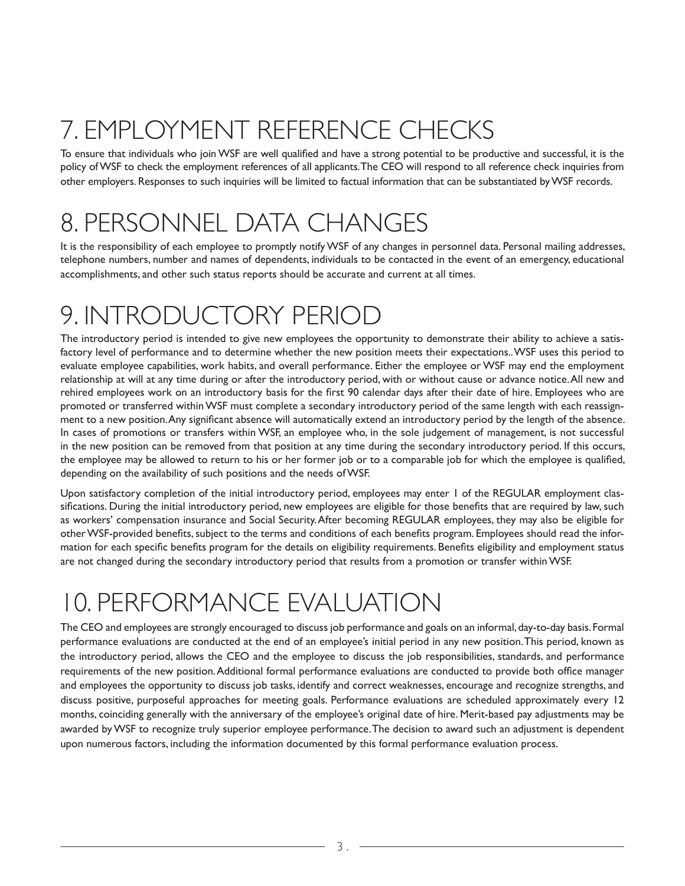# 7. EMPLOYMENT REFERENCE CHECKS

To ensure that individuals who join WSF are well qualified and have a strong potential to be productive and successful, it is the policy of WSF to check the employment references of all applicants. The CEO will respond to all reference check inquiries from other employers. Responses to such inquiries will be limited to factual information that can be substantiated by WSF records.

# 8. PERSONNEL DATA CHANGES

It is the responsibility of each employee to promptly notify WSF of any changes in personnel data. Personal mailing addresses, telephone numbers, number and names of dependents, individuals to be contacted in the event of an emergency, educational accomplishments, and other such status reports should be accurate and current at all times.

# 9. INTRODUCTORY PERIOD

The introductory period is intended to give new employees the opportunity to demonstrate their ability to achieve a satisfactory level of performance and to determine whether the new position meets their expectations.. WSF uses this period to evaluate employee capabilities, work habits, and overall performance. Either the employee or WSF may end the employment relationship at will at any time during or after the introductory period, with or without cause or advance notice. All new and rehired employees work on an introductory basis for the first 90 calendar days after their date of hire. Employees who are promoted or transferred within WSF must complete a secondary introductory period of the same length with each reassignment to a new position. Any significant absence will automatically extend an introductory period by the length of the absence. In cases of promotions or transfers within WSF, an employee who, in the sole judgement of management, is not successful in the new position can be removed from that position at any time during the secondary introductory period. If this occurs, the employee may be allowed to return to his or her former job or to a comparable job for which the employee is qualified, depending on the availability of such positions and the needs of WSF.

Upon satisfactory completion of the initial introductory period, employees may enter 1 of the REGULAR employment classifications. During the initial introductory period, new employees are eligible for those benefits that are required by law, such as workers' compensation insurance and Social Security. After becoming REGULAR employees, they may also be eligible for other WSF-provided benefits, subject to the terms and conditions of each benefits program. Employees should read the information for each specific benefits program for the details on eligibility requirements. Benefits eligibility and employment status are not changed during the secondary introductory period that results from a promotion or transfer within WSF.

# 10. PERFORMANCE EVALUATION

The CEO and employees are strongly encouraged to discuss job performance and goals on an informal, day-to-day basis. Formal performance evaluations are conducted at the end of an employee's initial period in any new position. This period, known as the introductory period, allows the CEO and the employee to discuss the job responsibilities, standards, and performance requirements of the new position. Additional formal performance evaluations are conducted to provide both office manager and employees the opportunity to discuss job tasks, identify and correct weaknesses, encourage and recognize strengths, and discuss positive, purposeful approaches for meeting goals. Performance evaluations are scheduled approximately every 12 months, coinciding generally with the anniversary of the employee's original date of hire. Merit-based pay adjustments may be awarded by WSF to recognize truly superior employee performance. The decision to award such an adjustment is dependent upon numerous factors, including the information documented by this formal performance evaluation process.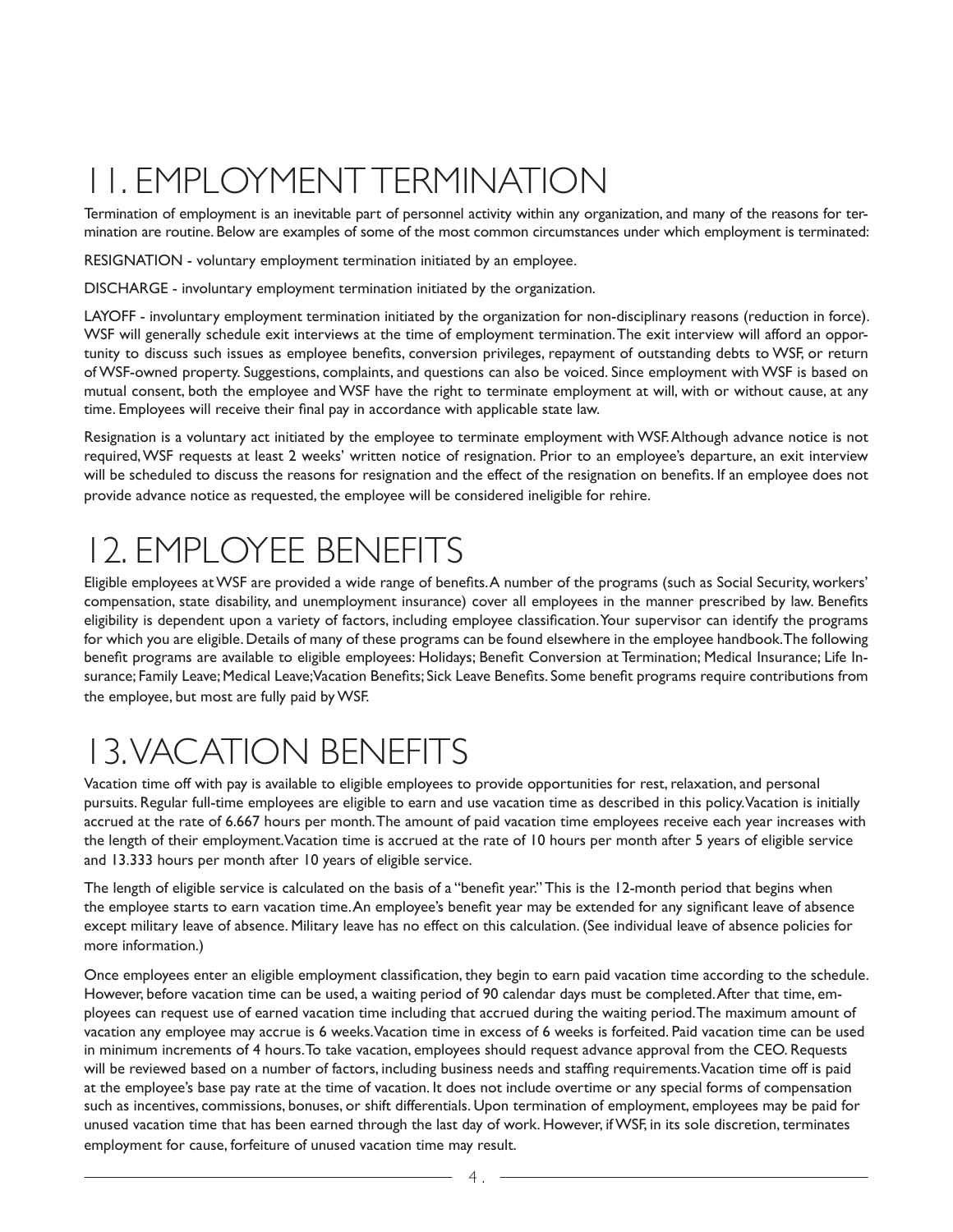# 11. EMPLOYMENT TERMINATION

Termination of employment is an inevitable part of personnel activity within any organization, and many of the reasons for termination are routine. Below are examples of some of the most common circumstances under which employment is terminated:

RESIGNATION - voluntary employment termination initiated by an employee.

DISCHARGE - involuntary employment termination initiated by the organization.

LAYOFF - involuntary employment termination initiated by the organization for non-disciplinary reasons (reduction in force). WSF will generally schedule exit interviews at the time of employment termination. The exit interview will afford an opportunity to discuss such issues as employee benefits, conversion privileges, repayment of outstanding debts to WSF, or return of WSF-owned property. Suggestions, complaints, and questions can also be voiced. Since employment with WSF is based on mutual consent, both the employee and WSF have the right to terminate employment at will, with or without cause, at any time. Employees will receive their final pay in accordance with applicable state law.

Resignation is a voluntary act initiated by the employee to terminate employment with WSF. Although advance notice is not required, WSF requests at least 2 weeks' written notice of resignation. Prior to an employee's departure, an exit interview will be scheduled to discuss the reasons for resignation and the effect of the resignation on benefits. If an employee does not provide advance notice as requested, the employee will be considered ineligible for rehire.

# 12. EMPLOYEE BENEFITS

Eligible employees at WSF are provided a wide range of benefits. A number of the programs (such as Social Security, workers' compensation, state disability, and unemployment insurance) cover all employees in the manner prescribed by law. Benefits eligibility is dependent upon a variety of factors, including employee classification. Your supervisor can identify the programs for which you are eligible. Details of many of these programs can be found elsewhere in the employee handbook. The following benefit programs are available to eligible employees: Holidays; Benefit Conversion at Termination; Medical Insurance; Life Insurance; Family Leave; Medical Leave; Vacation Benefits; Sick Leave Benefits. Some benefit programs require contributions from the employee, but most are fully paid by WSF.

# 13. VACATION BENEFITS

Vacation time off with pay is available to eligible employees to provide opportunities for rest, relaxation, and personal pursuits. Regular full-time employees are eligible to earn and use vacation time as described in this policy. Vacation is initially accrued at the rate of 6.667 hours per month. The amount of paid vacation time employees receive each year increases with the length of their employment. Vacation time is accrued at the rate of 10 hours per month after 5 years of eligible service and 13.333 hours per month after 10 years of eligible service.

The length of eligible service is calculated on the basis of a "benefit year." This is the 12-month period that begins when the employee starts to earn vacation time. An employee's benefit year may be extended for any significant leave of absence except military leave of absence. Military leave has no effect on this calculation. (See individual leave of absence policies for more information.)

Once employees enter an eligible employment classification, they begin to earn paid vacation time according to the schedule. However, before vacation time can be used, a waiting period of 90 calendar days must be completed. After that time, employees can request use of earned vacation time including that accrued during the waiting period. The maximum amount of vacation any employee may accrue is 6 weeks. Vacation time in excess of 6 weeks is forfeited. Paid vacation time can be used in minimum increments of 4 hours. To take vacation, employees should request advance approval from the CEO. Requests will be reviewed based on a number of factors, including business needs and staffing requirements. Vacation time off is paid at the employee's base pay rate at the time of vacation. It does not include overtime or any special forms of compensation such as incentives, commissions, bonuses, or shift differentials. Upon termination of employment, employees may be paid for unused vacation time that has been earned through the last day of work. However, if WSF, in its sole discretion, terminates employment for cause, forfeiture of unused vacation time may result.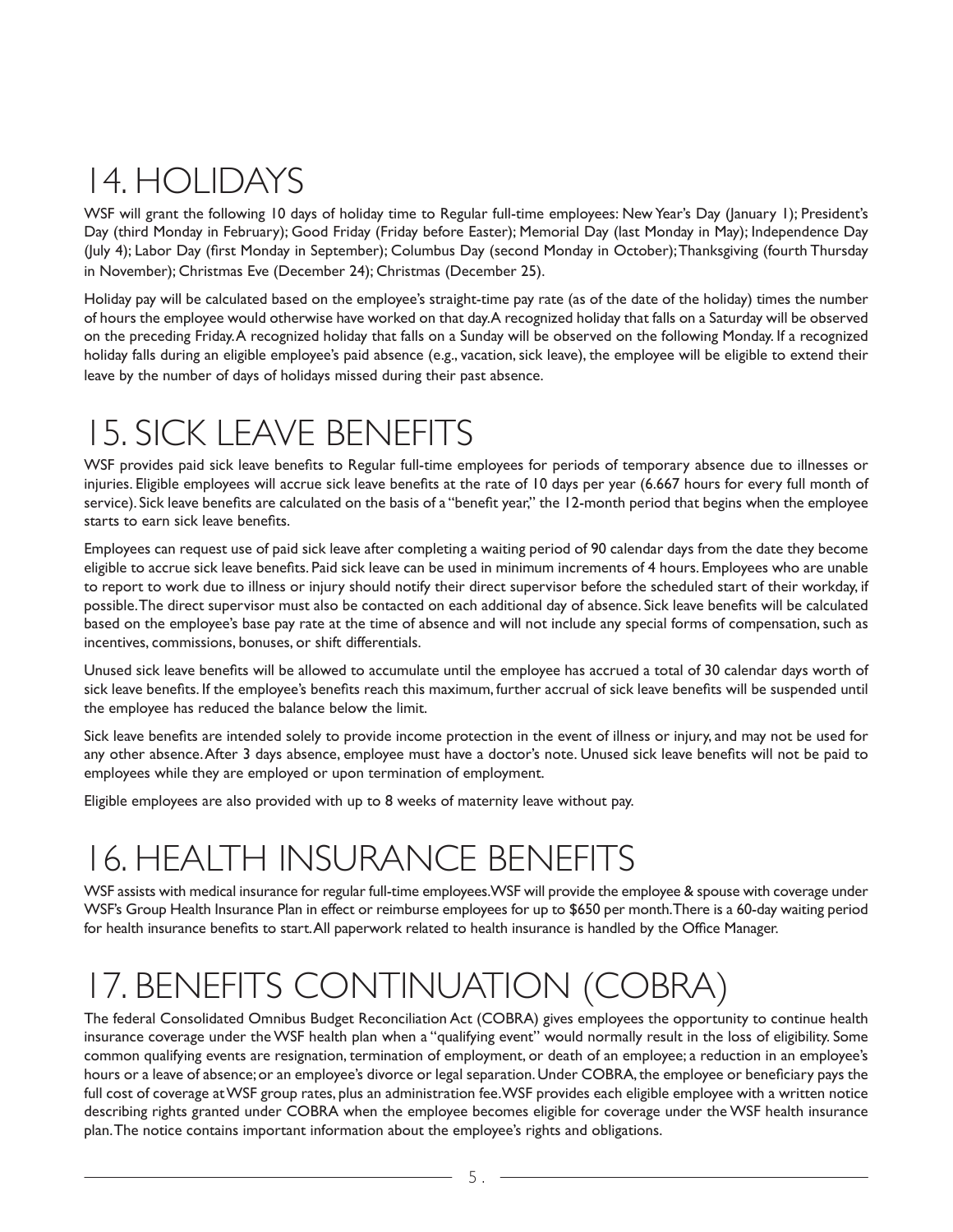# 14. HOLIDAYS

WSF will grant the following 10 days of holiday time to Regular full-time employees: New Year's Day (January 1); President's Day (third Monday in February); Good Friday (Friday before Easter); Memorial Day (last Monday in May); Independence Day (July 4); Labor Day (first Monday in September); Columbus Day (second Monday in October); Thanksgiving (fourth Thursday in November); Christmas Eve (December 24); Christmas (December 25).

Holiday pay will be calculated based on the employee's straight-time pay rate (as of the date of the holiday) times the number of hours the employee would otherwise have worked on that day. A recognized holiday that falls on a Saturday will be observed on the preceding Friday. A recognized holiday that falls on a Sunday will be observed on the following Monday. If a recognized holiday falls during an eligible employee's paid absence (e.g., vacation, sick leave), the employee will be eligible to extend their leave by the number of days of holidays missed during their past absence.

# 15. SICK LEAVE BENEFITS

WSF provides paid sick leave benefits to Regular full-time employees for periods of temporary absence due to illnesses or injuries. Eligible employees will accrue sick leave benefits at the rate of 10 days per year (6.667 hours for every full month of service). Sick leave benefits are calculated on the basis of a "benefit year," the 12-month period that begins when the employee starts to earn sick leave benefits.

Employees can request use of paid sick leave after completing a waiting period of 90 calendar days from the date they become eligible to accrue sick leave benefits. Paid sick leave can be used in minimum increments of 4 hours. Employees who are unable to report to work due to illness or injury should notify their direct supervisor before the scheduled start of their workday, if possible. The direct supervisor must also be contacted on each additional day of absence. Sick leave benefits will be calculated based on the employee's base pay rate at the time of absence and will not include any special forms of compensation, such as incentives, commissions, bonuses, or shift differentials.

Unused sick leave benefits will be allowed to accumulate until the employee has accrued a total of 30 calendar days worth of sick leave benefits. If the employee's benefits reach this maximum, further accrual of sick leave benefits will be suspended until the employee has reduced the balance below the limit.

Sick leave benefits are intended solely to provide income protection in the event of illness or injury, and may not be used for any other absence. After 3 days absence, employee must have a doctor's note. Unused sick leave benefits will not be paid to employees while they are employed or upon termination of employment.

Eligible employees are also provided with up to 8 weeks of maternity leave without pay.

# 16. HEALTH INSURANCE BENEFITS

WSF assists with medical insurance for regular full-time employees. WSF will provide the employee & spouse with coverage under WSF's Group Health Insurance Plan in effect or reimburse employees for up to $650 per month. There is a 60-day waiting period for health insurance benefits to start. All paperwork related to health insurance is handled by the Office Manager.

# 17. BENEFITS CONTINUATION (COBRA)

The federal Consolidated Omnibus Budget Reconciliation Act (COBRA) gives employees the opportunity to continue health insurance coverage under the WSF health plan when a "qualifying event" would normally result in the loss of eligibility. Some common qualifying events are resignation, termination of employment, or death of an employee; a reduction in an employee's hours or a leave of absence; or an employee's divorce or legal separation. Under COBRA, the employee or beneficiary pays the full cost of coverage at WSF group rates, plus an administration fee. WSF provides each eligible employee with a written notice describing rights granted under COBRA when the employee becomes eligible for coverage under the WSF health insurance plan. The notice contains important information about the employee's rights and obligations.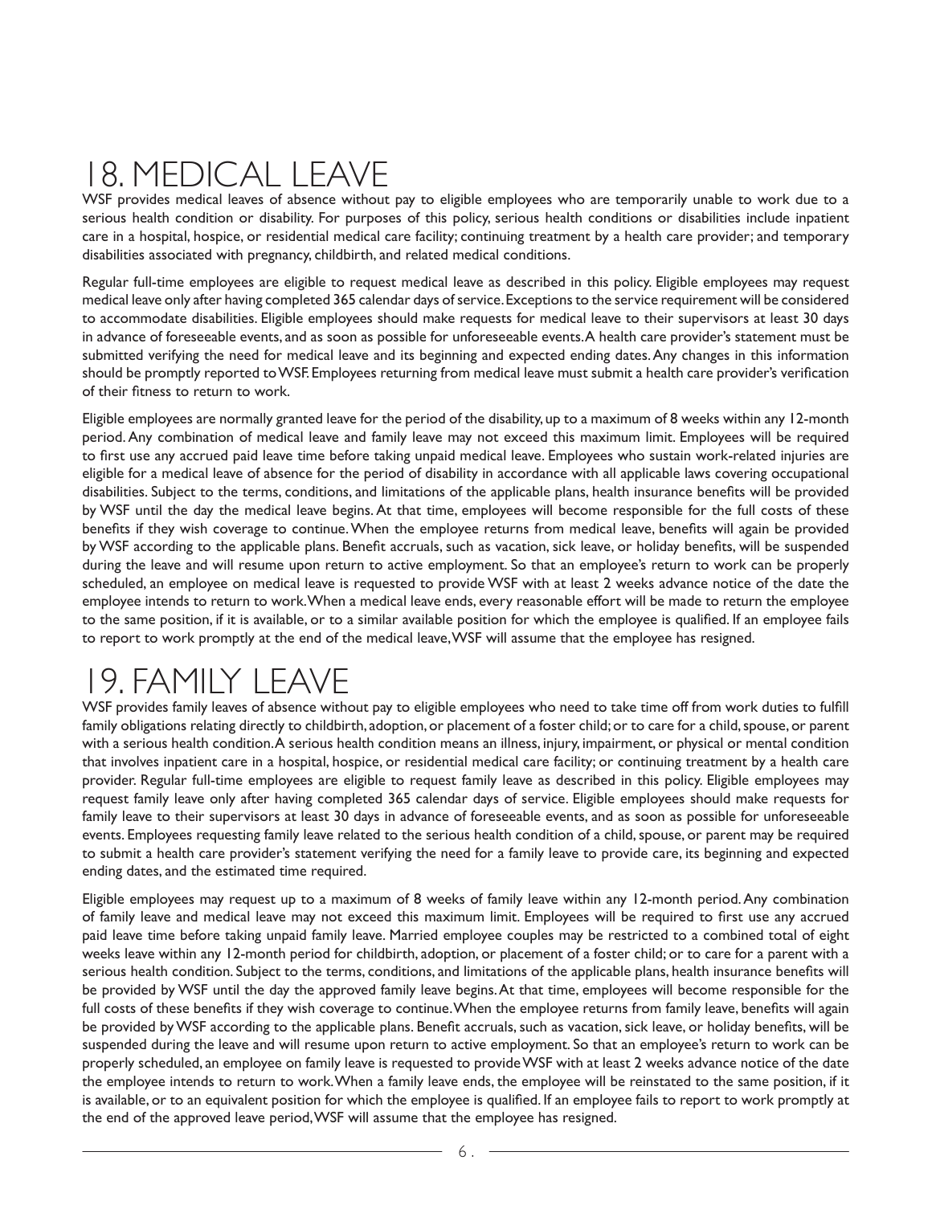# 18. MEDICAL LEAVE

WSF provides medical leaves of absence without pay to eligible employees who are temporarily unable to work due to a serious health condition or disability. For purposes of this policy, serious health conditions or disabilities include inpatient care in a hospital, hospice, or residential medical care facility; continuing treatment by a health care provider; and temporary disabilities associated with pregnancy, childbirth, and related medical conditions.

Regular full-time employees are eligible to request medical leave as described in this policy. Eligible employees may request medical leave only after having completed 365 calendar days of service. Exceptions to the service requirement will be considered to accommodate disabilities. Eligible employees should make requests for medical leave to their supervisors at least 30 days in advance of foreseeable events, and as soon as possible for unforeseeable events. A health care provider's statement must be submitted verifying the need for medical leave and its beginning and expected ending dates. Any changes in this information should be promptly reported to WSF. Employees returning from medical leave must submit a health care provider's verification of their fitness to return to work.

Eligible employees are normally granted leave for the period of the disability, up to a maximum of 8 weeks within any 12-month period. Any combination of medical leave and family leave may not exceed this maximum limit. Employees will be required to first use any accrued paid leave time before taking unpaid medical leave. Employees who sustain work-related injuries are eligible for a medical leave of absence for the period of disability in accordance with all applicable laws covering occupational disabilities. Subject to the terms, conditions, and limitations of the applicable plans, health insurance benefits will be provided by WSF until the day the medical leave begins. At that time, employees will become responsible for the full costs of these benefits if they wish coverage to continue. When the employee returns from medical leave, benefits will again be provided by WSF according to the applicable plans. Benefit accruals, such as vacation, sick leave, or holiday benefits, will be suspended during the leave and will resume upon return to active employment. So that an employee's return to work can be properly scheduled, an employee on medical leave is requested to provide WSF with at least 2 weeks advance notice of the date the employee intends to return to work. When a medical leave ends, every reasonable effort will be made to return the employee to the same position, if it is available, or to a similar available position for which the employee is qualified. If an employee fails to report to work promptly at the end of the medical leave, WSF will assume that the employee has resigned.

# 19. FAMILY LEAVE

WSF provides family leaves of absence without pay to eligible employees who need to take time off from work duties to fulfill family obligations relating directly to childbirth, adoption, or placement of a foster child; or to care for a child, spouse, or parent with a serious health condition. A serious health condition means an illness, injury, impairment, or physical or mental condition that involves inpatient care in a hospital, hospice, or residential medical care facility; or continuing treatment by a health care provider. Regular full-time employees are eligible to request family leave as described in this policy. Eligible employees may request family leave only after having completed 365 calendar days of service. Eligible employees should make requests for family leave to their supervisors at least 30 days in advance of foreseeable events, and as soon as possible for unforeseeable events. Employees requesting family leave related to the serious health condition of a child, spouse, or parent may be required to submit a health care provider's statement verifying the need for a family leave to provide care, its beginning and expected ending dates, and the estimated time required.

Eligible employees may request up to a maximum of 8 weeks of family leave within any 12-month period. Any combination of family leave and medical leave may not exceed this maximum limit. Employees will be required to first use any accrued paid leave time before taking unpaid family leave. Married employee couples may be restricted to a combined total of eight weeks leave within any 12-month period for childbirth, adoption, or placement of a foster child; or to care for a parent with a serious health condition. Subject to the terms, conditions, and limitations of the applicable plans, health insurance benefits will be provided by WSF until the day the approved family leave begins. At that time, employees will become responsible for the full costs of these benefits if they wish coverage to continue. When the employee returns from family leave, benefits will again be provided by WSF according to the applicable plans. Benefit accruals, such as vacation, sick leave, or holiday benefits, will be suspended during the leave and will resume upon return to active employment. So that an employee's return to work can be properly scheduled, an employee on family leave is requested to provide WSF with at least 2 weeks advance notice of the date the employee intends to return to work. When a family leave ends, the employee will be reinstated to the same position, if it is available, or to an equivalent position for which the employee is qualified. If an employee fails to report to work promptly at the end of the approved leave period, WSF will assume that the employee has resigned.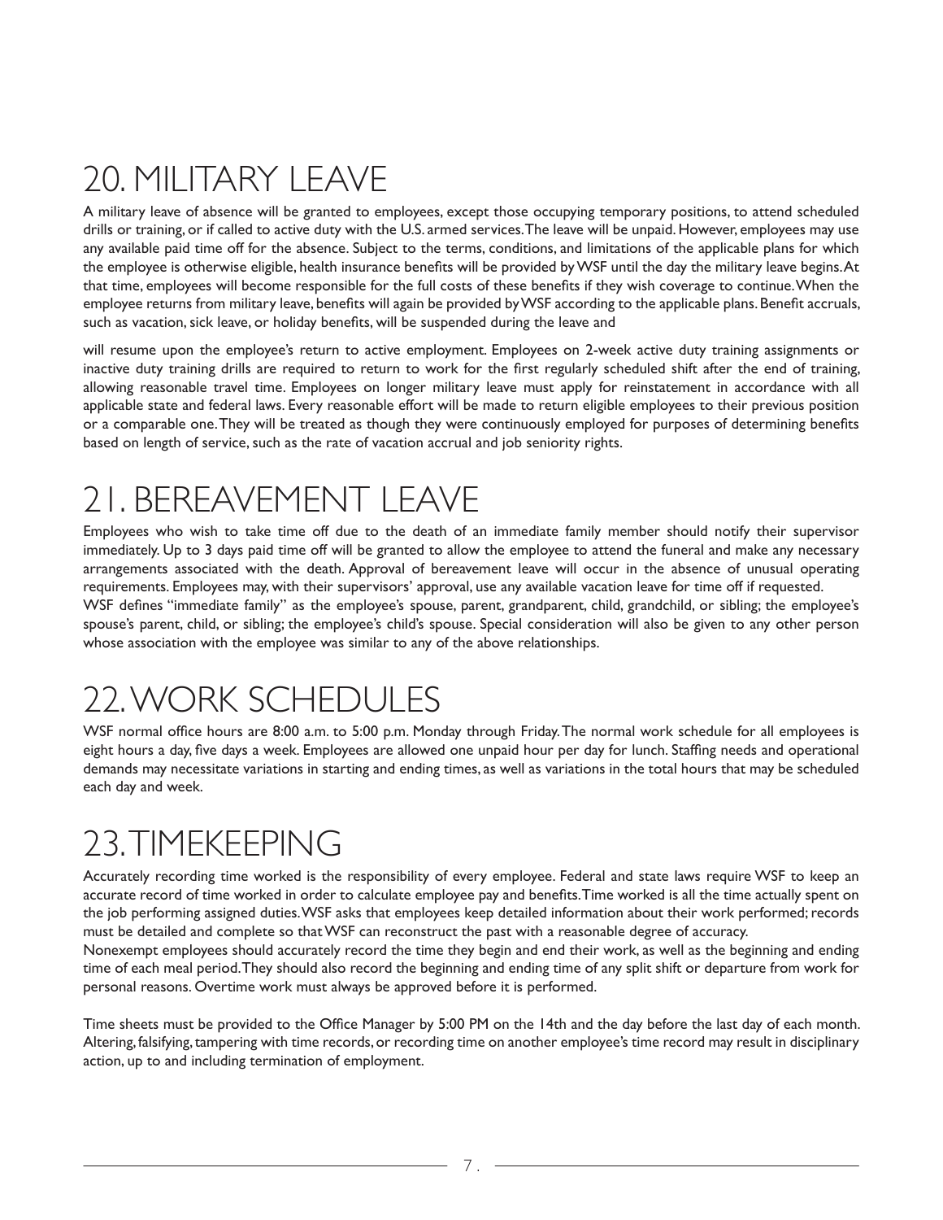# 20. MILITARY LEAVE

A military leave of absence will be granted to employees, except those occupying temporary positions, to attend scheduled drills or training, or if called to active duty with the U.S. armed services. The leave will be unpaid. However, employees may use any available paid time off for the absence. Subject to the terms, conditions, and limitations of the applicable plans for which the employee is otherwise eligible, health insurance benefits will be provided by WSF until the day the military leave begins. At that time, employees will become responsible for the full costs of these benefits if they wish coverage to continue. When the employee returns from military leave, benefits will again be provided by WSF according to the applicable plans. Benefit accruals, such as vacation, sick leave, or holiday benefits, will be suspended during the leave and

will resume upon the employee's return to active employment. Employees on 2-week active duty training assignments or inactive duty training drills are required to return to work for the first regularly scheduled shift after the end of training, allowing reasonable travel time. Employees on longer military leave must apply for reinstatement in accordance with all applicable state and federal laws. Every reasonable effort will be made to return eligible employees to their previous position or a comparable one. They will be treated as though they were continuously employed for purposes of determining benefits based on length of service, such as the rate of vacation accrual and job seniority rights.

# 21. BEREAVEMENT LEAVE

Employees who wish to take time off due to the death of an immediate family member should notify their supervisor immediately. Up to 3 days paid time off will be granted to allow the employee to attend the funeral and make any necessary arrangements associated with the death. Approval of bereavement leave will occur in the absence of unusual operating requirements. Employees may, with their supervisors' approval, use any available vacation leave for time off if requested.
WSF defines "immediate family" as the employee's spouse, parent, grandparent, child, grandchild, or sibling; the employee's spouse's parent, child, or sibling; the employee's child's spouse. Special consideration will also be given to any other person whose association with the employee was similar to any of the above relationships.

# 22. WORK SCHEDULES

WSF normal office hours are 8:00 a.m. to 5:00 p.m. Monday through Friday. The normal work schedule for all employees is eight hours a day, five days a week. Employees are allowed one unpaid hour per day for lunch. Staffing needs and operational demands may necessitate variations in starting and ending times, as well as variations in the total hours that may be scheduled each day and week.

# 23. TIMEKEEPING

Accurately recording time worked is the responsibility of every employee. Federal and state laws require WSF to keep an accurate record of time worked in order to calculate employee pay and benefits. Time worked is all the time actually spent on the job performing assigned duties. WSF asks that employees keep detailed information about their work performed; records must be detailed and complete so that WSF can reconstruct the past with a reasonable degree of accuracy.
Nonexempt employees should accurately record the time they begin and end their work, as well as the beginning and ending time of each meal period. They should also record the beginning and ending time of any split shift or departure from work for personal reasons. Overtime work must always be approved before it is performed.

Time sheets must be provided to the Office Manager by 5:00 PM on the 14th and the day before the last day of each month. Altering, falsifying, tampering with time records, or recording time on another employee's time record may result in disciplinary action, up to and including termination of employment.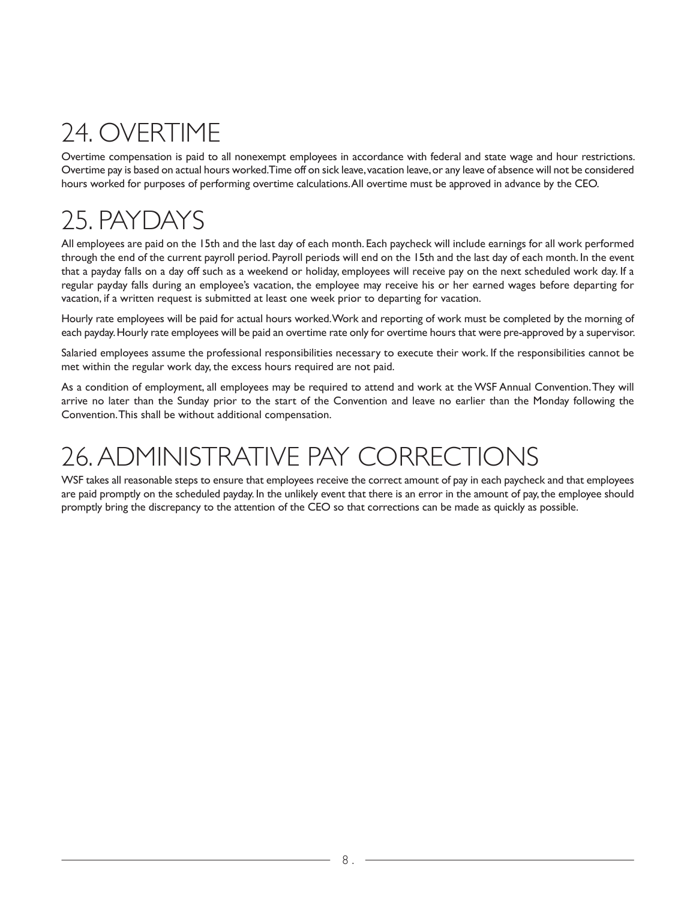# 24. OVERTIME

Overtime compensation is paid to all nonexempt employees in accordance with federal and state wage and hour restrictions. Overtime pay is based on actual hours worked. Time off on sick leave, vacation leave, or any leave of absence will not be considered hours worked for purposes of performing overtime calculations. All overtime must be approved in advance by the CEO.

# 25. PAYDAYS

All employees are paid on the 15th and the last day of each month. Each paycheck will include earnings for all work performed through the end of the current payroll period. Payroll periods will end on the 15th and the last day of each month. In the event that a payday falls on a day off such as a weekend or holiday, employees will receive pay on the next scheduled work day. If a regular payday falls during an employee's vacation, the employee may receive his or her earned wages before departing for vacation, if a written request is submitted at least one week prior to departing for vacation.

Hourly rate employees will be paid for actual hours worked. Work and reporting of work must be completed by the morning of each payday. Hourly rate employees will be paid an overtime rate only for overtime hours that were pre-approved by a supervisor.

Salaried employees assume the professional responsibilities necessary to execute their work. If the responsibilities cannot be met within the regular work day, the excess hours required are not paid.

As a condition of employment, all employees may be required to attend and work at the WSF Annual Convention. They will arrive no later than the Sunday prior to the start of the Convention and leave no earlier than the Monday following the Convention. This shall be without additional compensation.

# 26. ADMINISTRATIVE PAY CORRECTIONS

WSF takes all reasonable steps to ensure that employees receive the correct amount of pay in each paycheck and that employees are paid promptly on the scheduled payday. In the unlikely event that there is an error in the amount of pay, the employee should promptly bring the discrepancy to the attention of the CEO so that corrections can be made as quickly as possible.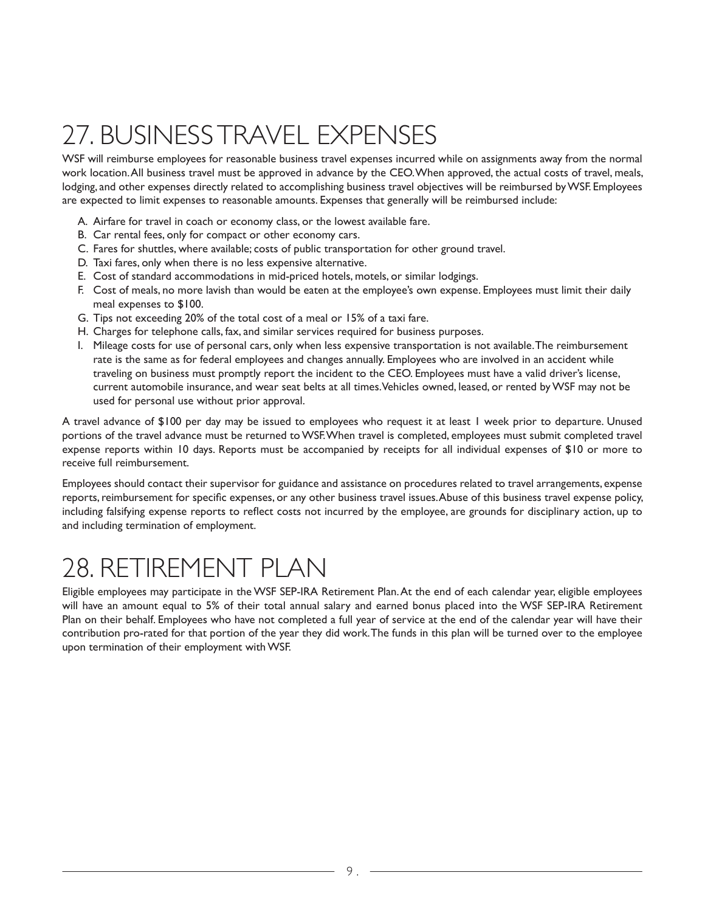# 27. BUSINESS TRAVEL EXPENSES

WSF will reimburse employees for reasonable business travel expenses incurred while on assignments away from the normal work location. All business travel must be approved in advance by the CEO. When approved, the actual costs of travel, meals, lodging, and other expenses directly related to accomplishing business travel objectives will be reimbursed by WSF. Employees are expected to limit expenses to reasonable amounts. Expenses that generally will be reimbursed include:

A. Airfare for travel in coach or economy class, or the lowest available fare.
B. Car rental fees, only for compact or other economy cars.
C. Fares for shuttles, where available; costs of public transportation for other ground travel.
D. Taxi fares, only when there is no less expensive alternative.
E. Cost of standard accommodations in mid-priced hotels, motels, or similar lodgings.
F. Cost of meals, no more lavish than would be eaten at the employee's own expense. Employees must limit their daily meal expenses to $100.
G. Tips not exceeding 20% of the total cost of a meal or 15% of a taxi fare.
H. Charges for telephone calls, fax, and similar services required for business purposes.
I. Mileage costs for use of personal cars, only when less expensive transportation is not available. The reimbursement rate is the same as for federal employees and changes annually. Employees who are involved in an accident while traveling on business must promptly report the incident to the CEO. Employees must have a valid driver's license, current automobile insurance, and wear seat belts at all times. Vehicles owned, leased, or rented by WSF may not be used for personal use without prior approval.

A travel advance of $100 per day may be issued to employees who request it at least 1 week prior to departure. Unused portions of the travel advance must be returned to WSF. When travel is completed, employees must submit completed travel expense reports within 10 days. Reports must be accompanied by receipts for all individual expenses of $10 or more to receive full reimbursement.

Employees should contact their supervisor for guidance and assistance on procedures related to travel arrangements, expense reports, reimbursement for specific expenses, or any other business travel issues. Abuse of this business travel expense policy, including falsifying expense reports to reflect costs not incurred by the employee, are grounds for disciplinary action, up to and including termination of employment.

# 28. RETIREMENT PLAN

Eligible employees may participate in the WSF SEP-IRA Retirement Plan. At the end of each calendar year, eligible employees will have an amount equal to 5% of their total annual salary and earned bonus placed into the WSF SEP-IRA Retirement Plan on their behalf. Employees who have not completed a full year of service at the end of the calendar year will have their contribution pro-rated for that portion of the year they did work. The funds in this plan will be turned over to the employee upon termination of their employment with WSF.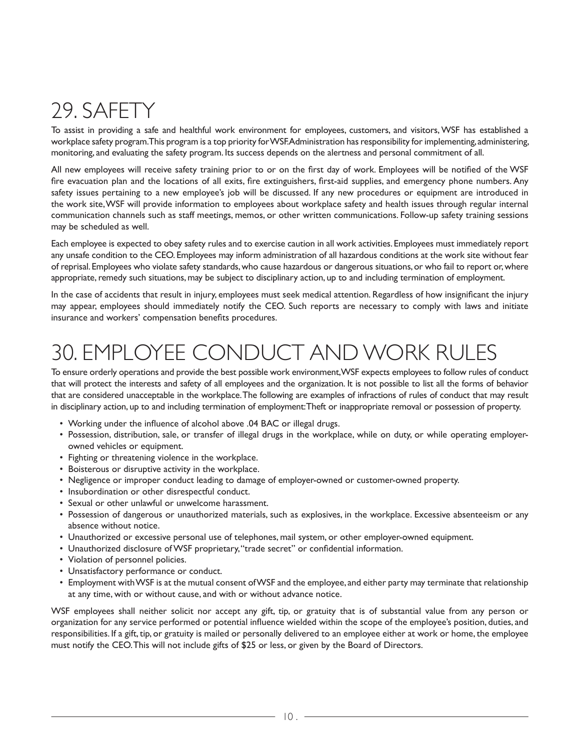# 29. SAFETY

To assist in providing a safe and healthful work environment for employees, customers, and visitors, WSF has established a workplace safety program. This program is a top priority for WSF. Administration has responsibility for implementing, administering, monitoring, and evaluating the safety program. Its success depends on the alertness and personal commitment of all.

All new employees will receive safety training prior to or on the first day of work. Employees will be notified of the WSF fire evacuation plan and the locations of all exits, fire extinguishers, first-aid supplies, and emergency phone numbers. Any safety issues pertaining to a new employee's job will be discussed. If any new procedures or equipment are introduced in the work site, WSF will provide information to employees about workplace safety and health issues through regular internal communication channels such as staff meetings, memos, or other written communications. Follow-up safety training sessions may be scheduled as well.

Each employee is expected to obey safety rules and to exercise caution in all work activities. Employees must immediately report any unsafe condition to the CEO. Employees may inform administration of all hazardous conditions at the work site without fear of reprisal. Employees who violate safety standards, who cause hazardous or dangerous situations, or who fail to report or, where appropriate, remedy such situations, may be subject to disciplinary action, up to and including termination of employment.

In the case of accidents that result in injury, employees must seek medical attention. Regardless of how insignificant the injury may appear, employees should immediately notify the CEO. Such reports are necessary to comply with laws and initiate insurance and workers' compensation benefits procedures.

# 30. EMPLOYEE CONDUCT AND WORK RULES

To ensure orderly operations and provide the best possible work environment, WSF expects employees to follow rules of conduct that will protect the interests and safety of all employees and the organization. It is not possible to list all the forms of behavior that are considered unacceptable in the workplace. The following are examples of infractions of rules of conduct that may result in disciplinary action, up to and including termination of employment: Theft or inappropriate removal or possession of property.

- Working under the influence of alcohol above .04 BAC or illegal drugs.
- Possession, distribution, sale, or transfer of illegal drugs in the workplace, while on duty, or while operating employer-owned vehicles or equipment.
- Fighting or threatening violence in the workplace.
- Boisterous or disruptive activity in the workplace.
- Negligence or improper conduct leading to damage of employer-owned or customer-owned property.
- Insubordination or other disrespectful conduct.
- Sexual or other unlawful or unwelcome harassment.
- Possession of dangerous or unauthorized materials, such as explosives, in the workplace. Excessive absenteeism or any absence without notice.
- Unauthorized or excessive personal use of telephones, mail system, or other employer-owned equipment.
- Unauthorized disclosure of WSF proprietary, "trade secret" or confidential information.
- Violation of personnel policies.
- Unsatisfactory performance or conduct.
- Employment with WSF is at the mutual consent of WSF and the employee, and either party may terminate that relationship at any time, with or without cause, and with or without advance notice.

WSF employees shall neither solicit nor accept any gift, tip, or gratuity that is of substantial value from any person or organization for any service performed or potential influence wielded within the scope of the employee's position, duties, and responsibilities. If a gift, tip, or gratuity is mailed or personally delivered to an employee either at work or home, the employee must notify the CEO. This will not include gifts of $25 or less, or given by the Board of Directors.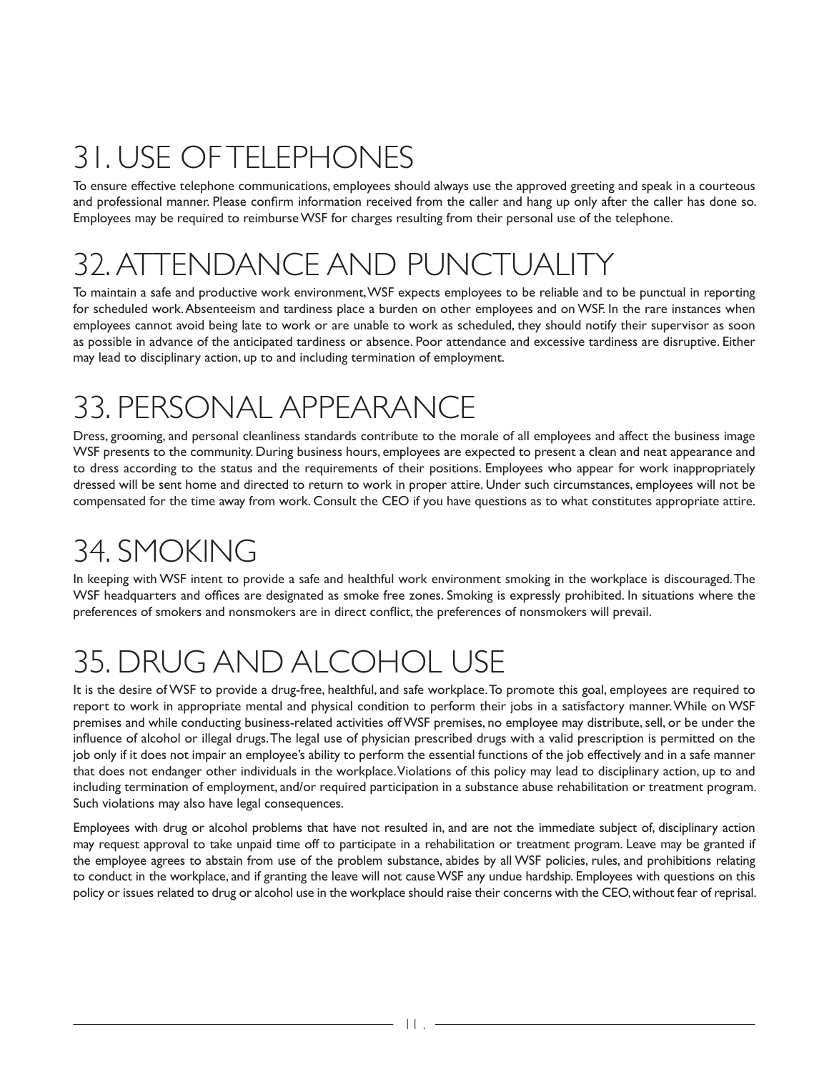# 31. USE OF TELEPHONES

To ensure effective telephone communications, employees should always use the approved greeting and speak in a courteous and professional manner. Please confirm information received from the caller and hang up only after the caller has done so. Employees may be required to reimburse WSF for charges resulting from their personal use of the telephone.

# 32. ATTENDANCE AND PUNCTUALITY

To maintain a safe and productive work environment, WSF expects employees to be reliable and to be punctual in reporting for scheduled work. Absenteeism and tardiness place a burden on other employees and on WSF. In the rare instances when employees cannot avoid being late to work or are unable to work as scheduled, they should notify their supervisor as soon as possible in advance of the anticipated tardiness or absence. Poor attendance and excessive tardiness are disruptive. Either may lead to disciplinary action, up to and including termination of employment.

# 33. PERSONAL APPEARANCE

Dress, grooming, and personal cleanliness standards contribute to the morale of all employees and affect the business image WSF presents to the community. During business hours, employees are expected to present a clean and neat appearance and to dress according to the status and the requirements of their positions. Employees who appear for work inappropriately dressed will be sent home and directed to return to work in proper attire. Under such circumstances, employees will not be compensated for the time away from work. Consult the CEO if you have questions as to what constitutes appropriate attire.

# 34. SMOKING

In keeping with WSF intent to provide a safe and healthful work environment smoking in the workplace is discouraged. The WSF headquarters and offices are designated as smoke free zones. Smoking is expressly prohibited. In situations where the preferences of smokers and nonsmokers are in direct conflict, the preferences of nonsmokers will prevail.

# 35. DRUG AND ALCOHOL USE

It is the desire of WSF to provide a drug-free, healthful, and safe workplace. To promote this goal, employees are required to report to work in appropriate mental and physical condition to perform their jobs in a satisfactory manner. While on WSF premises and while conducting business-related activities off WSF premises, no employee may distribute, sell, or be under the influence of alcohol or illegal drugs. The legal use of physician prescribed drugs with a valid prescription is permitted on the job only if it does not impair an employee's ability to perform the essential functions of the job effectively and in a safe manner that does not endanger other individuals in the workplace. Violations of this policy may lead to disciplinary action, up to and including termination of employment, and/or required participation in a substance abuse rehabilitation or treatment program. Such violations may also have legal consequences.

Employees with drug or alcohol problems that have not resulted in, and are not the immediate subject of, disciplinary action may request approval to take unpaid time off to participate in a rehabilitation or treatment program. Leave may be granted if the employee agrees to abstain from use of the problem substance, abides by all WSF policies, rules, and prohibitions relating to conduct in the workplace, and if granting the leave will not cause WSF any undue hardship. Employees with questions on this policy or issues related to drug or alcohol use in the workplace should raise their concerns with the CEO, without fear of reprisal.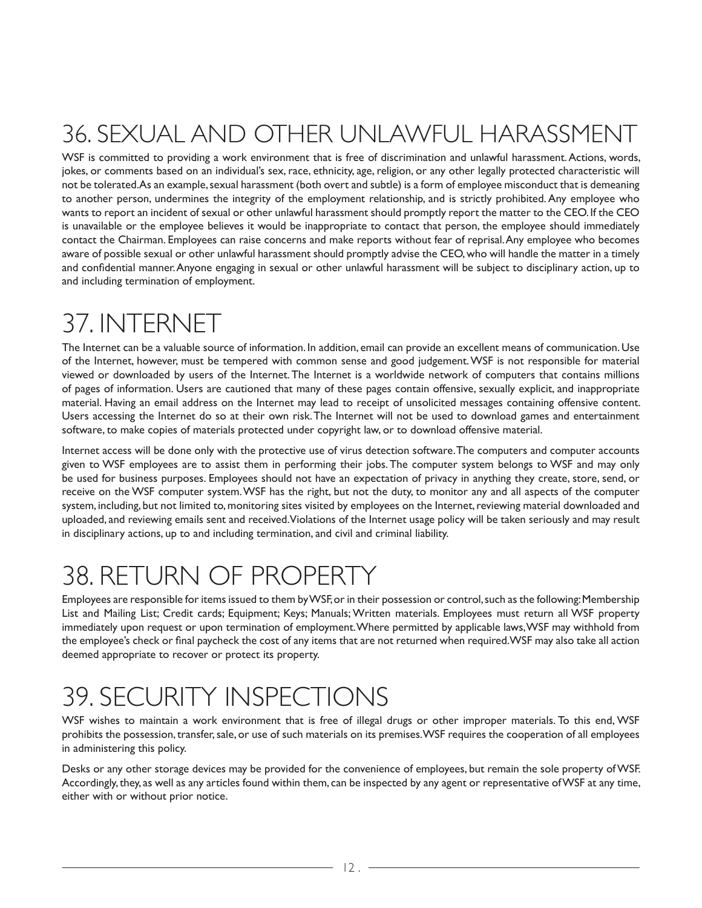# 36. SEXUAL AND OTHER UNLAWFUL HARASSMENT

WSF is committed to providing a work environment that is free of discrimination and unlawful harassment. Actions, words, jokes, or comments based on an individual's sex, race, ethnicity, age, religion, or any other legally protected characteristic will not be tolerated. As an example, sexual harassment (both overt and subtle) is a form of employee misconduct that is demeaning to another person, undermines the integrity of the employment relationship, and is strictly prohibited. Any employee who wants to report an incident of sexual or other unlawful harassment should promptly report the matter to the CEO. If the CEO is unavailable or the employee believes it would be inappropriate to contact that person, the employee should immediately contact the Chairman. Employees can raise concerns and make reports without fear of reprisal. Any employee who becomes aware of possible sexual or other unlawful harassment should promptly advise the CEO, who will handle the matter in a timely and confidential manner. Anyone engaging in sexual or other unlawful harassment will be subject to disciplinary action, up to and including termination of employment.

# 37. INTERNET

The Internet can be a valuable source of information. In addition, email can provide an excellent means of communication. Use of the Internet, however, must be tempered with common sense and good judgement. WSF is not responsible for material viewed or downloaded by users of the Internet. The Internet is a worldwide network of computers that contains millions of pages of information. Users are cautioned that many of these pages contain offensive, sexually explicit, and inappropriate material. Having an email address on the Internet may lead to receipt of unsolicited messages containing offensive content. Users accessing the Internet do so at their own risk. The Internet will not be used to download games and entertainment software, to make copies of materials protected under copyright law, or to download offensive material.

Internet access will be done only with the protective use of virus detection software. The computers and computer accounts given to WSF employees are to assist them in performing their jobs. The computer system belongs to WSF and may only be used for business purposes. Employees should not have an expectation of privacy in anything they create, store, send, or receive on the WSF computer system. WSF has the right, but not the duty, to monitor any and all aspects of the computer system, including, but not limited to, monitoring sites visited by employees on the Internet, reviewing material downloaded and uploaded, and reviewing emails sent and received. Violations of the Internet usage policy will be taken seriously and may result in disciplinary actions, up to and including termination, and civil and criminal liability.

# 38. RETURN OF PROPERTY

Employees are responsible for items issued to them by WSF, or in their possession or control, such as the following: Membership List and Mailing List; Credit cards; Equipment; Keys; Manuals; Written materials. Employees must return all WSF property immediately upon request or upon termination of employment. Where permitted by applicable laws, WSF may withhold from the employee's check or final paycheck the cost of any items that are not returned when required. WSF may also take all action deemed appropriate to recover or protect its property.

# 39. SECURITY INSPECTIONS

WSF wishes to maintain a work environment that is free of illegal drugs or other improper materials. To this end, WSF prohibits the possession, transfer, sale, or use of such materials on its premises. WSF requires the cooperation of all employees in administering this policy.

Desks or any other storage devices may be provided for the convenience of employees, but remain the sole property of WSF. Accordingly, they, as well as any articles found within them, can be inspected by any agent or representative of WSF at any time, either with or without prior notice.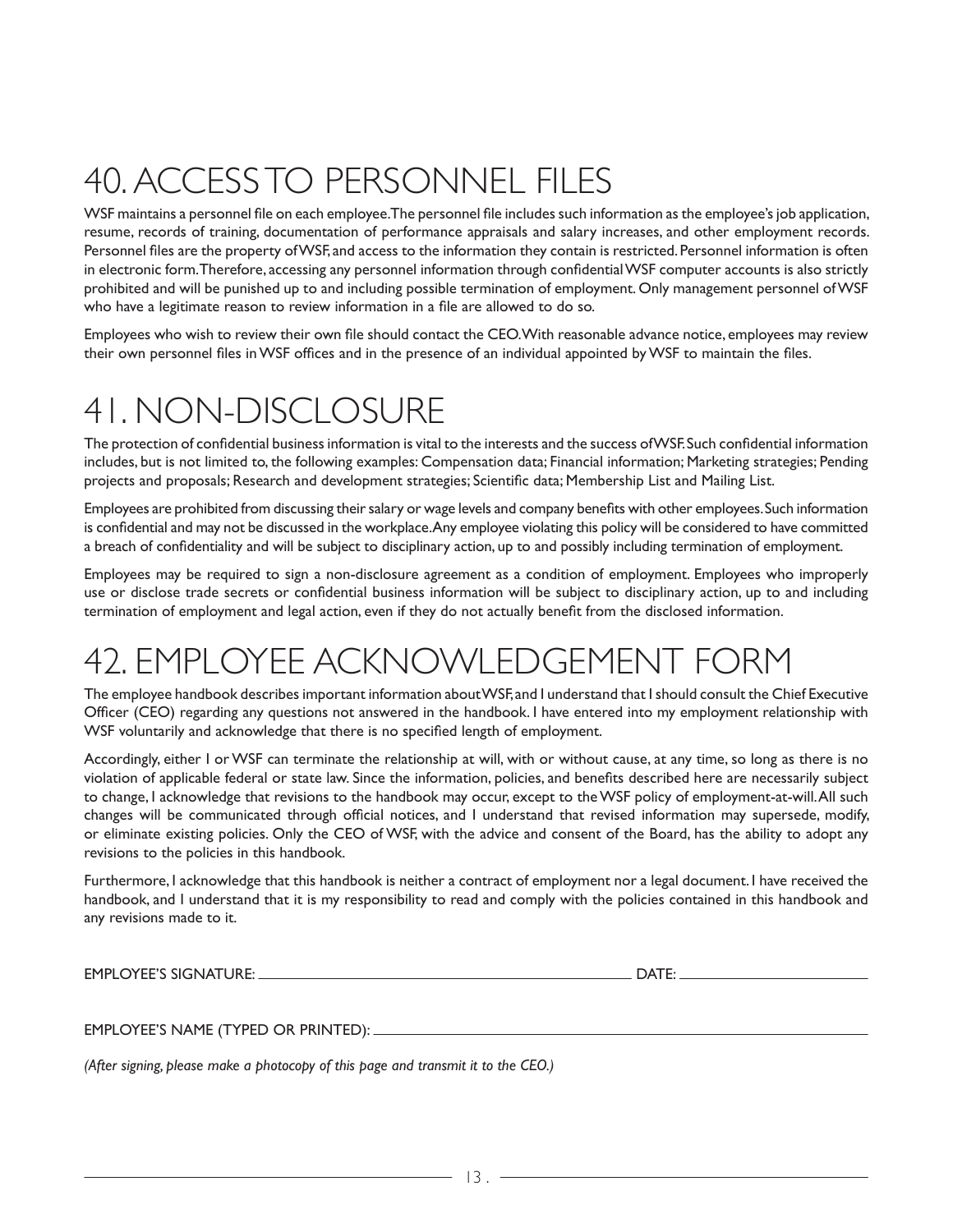# 40. ACCESS TO PERSONNEL FILES

WSF maintains a personnel file on each employee. The personnel file includes such information as the employee's job application, resume, records of training, documentation of performance appraisals and salary increases, and other employment records. Personnel files are the property of WSF, and access to the information they contain is restricted. Personnel information is often in electronic form. Therefore, accessing any personnel information through confidential WSF computer accounts is also strictly prohibited and will be punished up to and including possible termination of employment. Only management personnel of WSF who have a legitimate reason to review information in a file are allowed to do so.

Employees who wish to review their own file should contact the CEO. With reasonable advance notice, employees may review their own personnel files in WSF offices and in the presence of an individual appointed by WSF to maintain the files.

# 41. NON-DISCLOSURE

The protection of confidential business information is vital to the interests and the success of WSF. Such confidential information includes, but is not limited to, the following examples: Compensation data; Financial information; Marketing strategies; Pending projects and proposals; Research and development strategies; Scientific data; Membership List and Mailing List.

Employees are prohibited from discussing their salary or wage levels and company benefits with other employees. Such information is confidential and may not be discussed in the workplace. Any employee violating this policy will be considered to have committed a breach of confidentiality and will be subject to disciplinary action, up to and possibly including termination of employment.

Employees may be required to sign a non-disclosure agreement as a condition of employment. Employees who improperly use or disclose trade secrets or confidential business information will be subject to disciplinary action, up to and including termination of employment and legal action, even if they do not actually benefit from the disclosed information.

# 42. EMPLOYEE ACKNOWLEDGEMENT FORM

The employee handbook describes important information about WSF, and I understand that I should consult the Chief Executive Officer (CEO) regarding any questions not answered in the handbook. I have entered into my employment relationship with WSF voluntarily and acknowledge that there is no specified length of employment.

Accordingly, either I or WSF can terminate the relationship at will, with or without cause, at any time, so long as there is no violation of applicable federal or state law. Since the information, policies, and benefits described here are necessarily subject to change, I acknowledge that revisions to the handbook may occur, except to the WSF policy of employment-at-will. All such changes will be communicated through official notices, and I understand that revised information may supersede, modify, or eliminate existing policies. Only the CEO of WSF, with the advice and consent of the Board, has the ability to adopt any revisions to the policies in this handbook.

Furthermore, I acknowledge that this handbook is neither a contract of employment nor a legal document. I have received the handbook, and I understand that it is my responsibility to read and comply with the policies contained in this handbook and any revisions made to it.

EMPLOYEE'S SIGNATURE: ______________________________ DATE: ______________

EMPLOYEE'S NAME (TYPED OR PRINTED): ______________________________

*(After signing, please make a photocopy of this page and transmit it to the CEO.)*